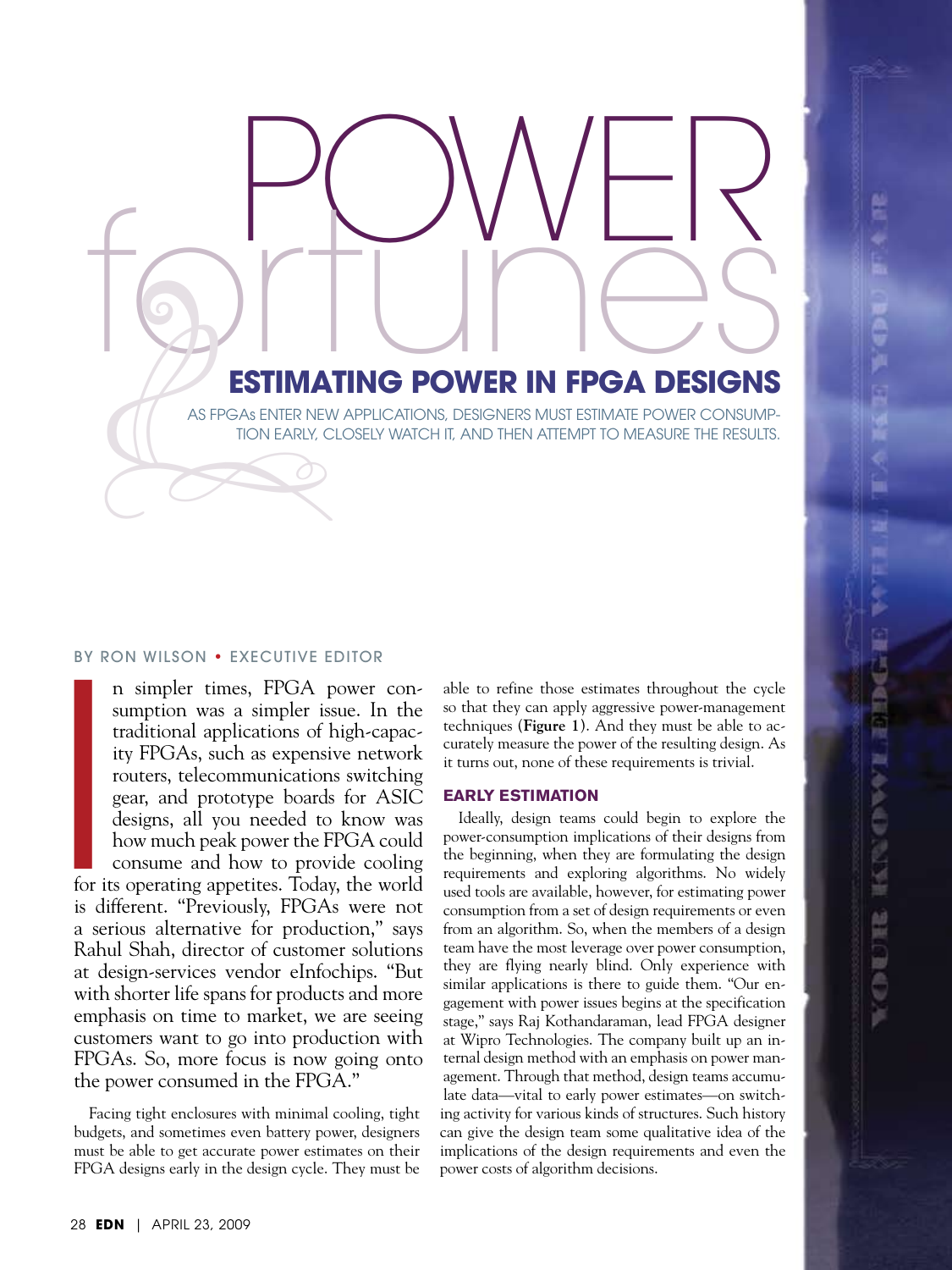# POWER fortunes

## ESTIMATING POWER IN FPGA DESIGNS

AS FPGAs ENTER NEW APPLICATIONS, DESIGNERS MUST ESTIMATE POWER CONSUMPTION EARLY, CLOSELY WATCH IT, AND THEN ATTEMPT TO MEASURE THE RESULTS.

BY RON WILSON • EXECUTIVE EDITOR

In simpler times, FPGA power consumption was a simpler issue. In the traditional applications of high-capacity FPGAs, such as expensive network routers, telecommunications switching gear, and prototype boards for ASIC designs, all you needed to know was how much peak power the FPGA could consume and how to provide cooling for its operating appetites. Today, the world is different. "Previously, FPGAs were not a serious alternative for production," says Rahul Shah, director of customer solutions at design-services vendor eInfochips. "But with shorter life spans for products and more emphasis on time to market, we are seeing customers want to go into production with FPGAs. So, more focus is now going onto the power consumed in the FPGA."

Facing tight enclosures with minimal cooling, tight budgets, and sometimes even battery power, designers must be able to get accurate power estimates on their FPGA designs early in the design cycle. They must be able to refine those estimates throughout the cycle so that they can apply aggressive power-management techniques (**Figure 1**). And they must be able to accurately measure the power of the resulting design. As it turns out, none of these requirements is trivial.

### EARLY ESTIMATION

Ideally, design teams could begin to explore the power-consumption implications of their designs from the beginning, when they are formulating the design requirements and exploring algorithms. No widely used tools are available, however, for estimating power consumption from a set of design requirements or even from an algorithm. So, when the members of a design team have the most leverage over power consumption, they are flying nearly blind. Only experience with similar applications is there to guide them. "Our engagement with power issues begins at the specification stage," says Raj Kothandaraman, lead FPGA designer at Wipro Technologies. The company built up an internal design method with an emphasis on power management. Through that method, design teams accumulate data—vital to early power estimates—on switching activity for various kinds of structures. Such history can give the design team some qualitative idea of the implications of the design requirements and even the power costs of algorithm decisions.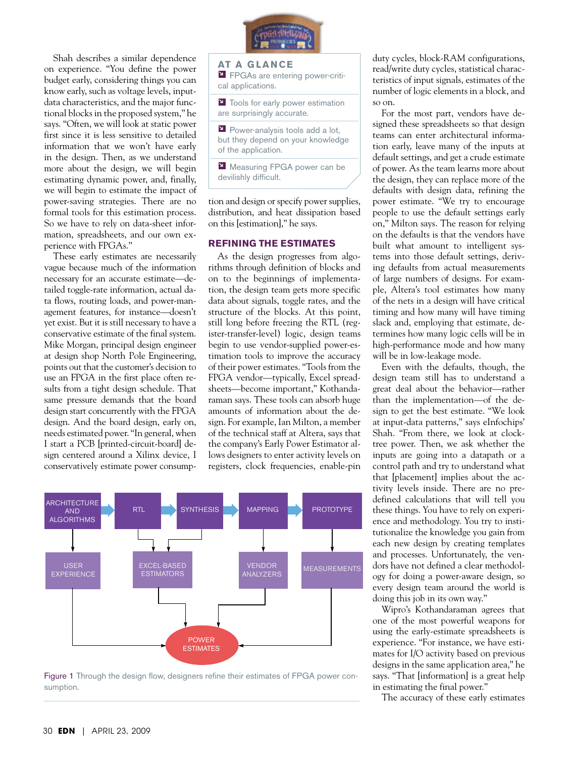Shah describes a similar dependence on experience. "You define the power budget early, considering things you can know early, such as voltage levels, input-data characteristics, and the major functional blocks in the proposed system," he says. "Often, we will look at static power first since it is less sensitive to detailed information that we won't have early in the design. Then, as we understand more about the design, we will begin estimating dynamic power, and, finally, we will begin to estimate the impact of power-saving strategies. There are no formal tools for this estimation process. So we have to rely on data-sheet information, spreadsheets, and our own experience with FPGAs."

These early estimates are necessarily vague because much of the information necessary for an accurate estimate—detailed toggle-rate information, actual data flows, routing loads, and power-management features, for instance—doesn't yet exist. But it is still necessary to have a conservative estimate of the final system. Mike Morgan, principal design engineer at design shop North Pole Engineering, points out that the customer's decision to use an FPGA in the first place often results from a tight design schedule. That same pressure demands that the board design start concurrently with the FPGA design. And the board design, early on, needs estimated power. "In general, when I start a PCB [printed-circuit-board] design centered around a Xilinx device, I conservatively estimate power consumption and design or specify power supplies, distribution, and heat dissipation based on this [estimation]," he says.

**AT A GLANCE**

- FPGAs are entering power-critical applications.
- Tools for early power estimation are surprisingly accurate.
- Power-analysis tools add a lot, but they depend on your knowledge of the application.
- Measuring FPGA power can be devilishly difficult.

## REFINING THE ESTIMATES

As the design progresses from algorithms through definition of blocks and on to the beginnings of implementation, the design team gets more specific data about signals, toggle rates, and the structure of the blocks. At this point, still long before freezing the RTL (register-transfer-level) logic, design teams begin to use vendor-supplied power-estimation tools to improve the accuracy of their power estimates. "Tools from the FPGA vendor—typically, Excel spreadsheets—become important," Kothandaraman says. These tools can absorb huge amounts of information about the design. For example, Ian Milton, a member of the technical staff at Altera, says that the company's Early Power Estimator allows designers to enter activity levels on registers, clock frequencies, enable-pin duty cycles, block-RAM configurations, read/write duty cycles, statistical characteristics of input signals, estimates of the number of logic elements in a block, and so on.

For the most part, vendors have designed these spreadsheets so that design teams can enter architectural information early, leave many of the inputs at default settings, and get a crude estimate of power. As the team learns more about the design, they can replace more of the defaults with design data, refining the power estimate. "We try to encourage people to use the default settings early on," Milton says. The reason for relying on the defaults is that the vendors have built what amount to intelligent systems into those default settings, deriving defaults from actual measurements of large numbers of designs. For example, Altera's tool estimates how many of the nets in a design will have critical timing and how many will have timing slack and, employing that estimate, determines how many logic cells will be in high-performance mode and how many will be in low-leakage mode.

Even with the defaults, though, the design team still has to understand a great deal about the behavior—rather than the implementation—of the design to get the best estimate. "We look at input-data patterns," says eInfochips' Shah. "From there, we look at clock-tree power. Then, we ask whether the inputs are going into a datapath or a control path and try to understand what that [placement] implies about the activity levels inside. There are no predefined calculations that will tell you these things. You have to rely on experience and methodology. You try to institutionalize the knowledge you gain from each new design by creating templates and processes. Unfortunately, the vendors have not defined a clear methodology for doing a power-aware design, so every design team around the world is doing this job in its own way."

Wipro's Kothandaraman agrees that one of the most powerful weapons for using the early-estimate spreadsheets is experience. "For instance, we have estimates for I/O activity based on previous designs in the same application area," he says. "That [information] is a great help in estimating the final power."

The accuracy of these early estimates

Figure 1 Through the design flow, designers refine their estimates of FPGA power consumption.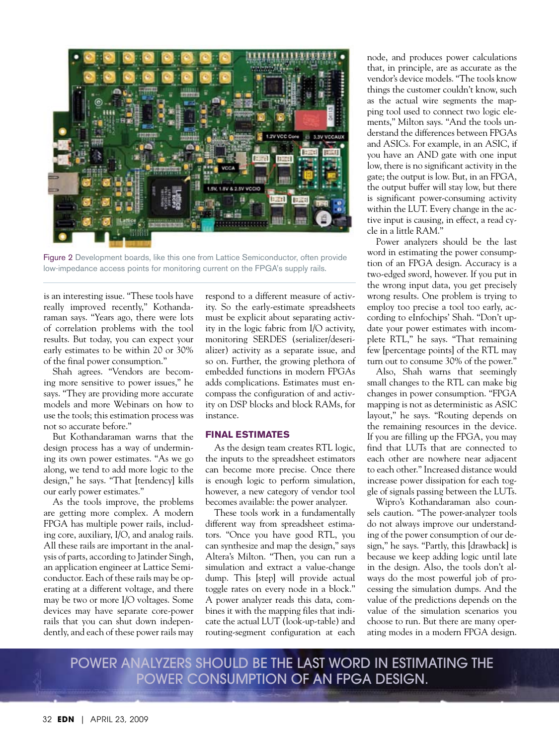Figure 2 Development boards, like this one from Lattice Semiconductor, often provide low-impedance access points for monitoring current on the FPGA's supply rails.

is an interesting issue. "These tools have really improved recently," Kothandaraman says. "Years ago, there were lots of correlation problems with the tool results. But today, you can expect your early estimates to be within 20 or 30% of the final power consumption."

Shah agrees. "Vendors are becoming more sensitive to power issues," he says. "They are providing more accurate models and more Webinars on how to use the tools; this estimation process was not so accurate before."

But Kothandaraman warns that the design process has a way of undermining its own power estimates. "As we go along, we tend to add more logic to the design," he says. "That [tendency] kills our early power estimates."

As the tools improve, the problems are getting more complex. A modern FPGA has multiple power rails, including core, auxiliary, I/O, and analog rails. All these rails are important in the analysis of parts, according to Jatinder Singh, an application engineer at Lattice Semiconductor. Each of these rails may be operating at a different voltage, and there may be two or more I/O voltages. Some devices may have separate core-power rails that you can shut down independently, and each of these power rails may respond to a different measure of activity. So the early-estimate spreadsheets must be explicit about separating activity in the logic fabric from I/O activity, monitoring SERDES (serializer/deserializer) activity as a separate issue, and so on. Further, the growing plethora of embedded functions in modern FPGAs adds complications. Estimates must encompass the configuration of and activity on DSP blocks and block RAMs, for instance.

## FINAL ESTIMATES

As the design team creates RTL logic, the inputs to the spreadsheet estimators can become more precise. Once there is enough logic to perform simulation, however, a new category of vendor tool becomes available: the power analyzer.

These tools work in a fundamentally different way from spreadsheet estimators. "Once you have good RTL, you can synthesize and map the design," says Altera's Milton. "Then, you can run a simulation and extract a value-change dump. This [step] will provide actual toggle rates on every node in a block." A power analyzer reads this data, combines it with the mapping files that indicate the actual LUT (look-up-table) and routing-segment configuration at each node, and produces power calculations that, in principle, are as accurate as the vendor's device models. "The tools know things the customer couldn't know, such as the actual wire segments the mapping tool used to connect two logic elements," Milton says. "And the tools understand the differences between FPGAs and ASICs. For example, in an ASIC, if you have an AND gate with one input low, there is no significant activity in the gate; the output is low. But, in an FPGA, the output buffer will stay low, but there is significant power-consuming activity within the LUT. Every change in the active input is causing, in effect, a read cycle in a little RAM."

Power analyzers should be the last word in estimating the power consumption of an FPGA design. Accuracy is a two-edged sword, however. If you put in the wrong input data, you get precisely wrong results. One problem is trying to employ too precise a tool too early, according to eInfochips' Shah. "Don't update your power estimates with incomplete RTL," he says. "That remaining few [percentage points] of the RTL may turn out to consume 30% of the power."

Also, Shah warns that seemingly small changes to the RTL can make big changes in power consumption. "FPGA mapping is not as deterministic as ASIC layout," he says. "Routing depends on the remaining resources in the device. If you are filling up the FPGA, you may find that LUTs that are connected to each other are nowhere near adjacent to each other." Increased distance would increase power dissipation for each toggle of signals passing between the LUTs.

Wipro's Kothandaraman also counsels caution. "The power-analyzer tools do not always improve our understanding of the power consumption of our design," he says. "Partly, this [drawback] is because we keep adding logic until late in the design. Also, the tools don't always do the most powerful job of processing the simulation dumps. And the value of the predictions depends on the value of the simulation scenarios you choose to run. But there are many operating modes in a modern FPGA design.

POWER ANALYZERS SHOULD BE THE LAST WORD IN ESTIMATING THE POWER CONSUMPTION OF AN FPGA DESIGN.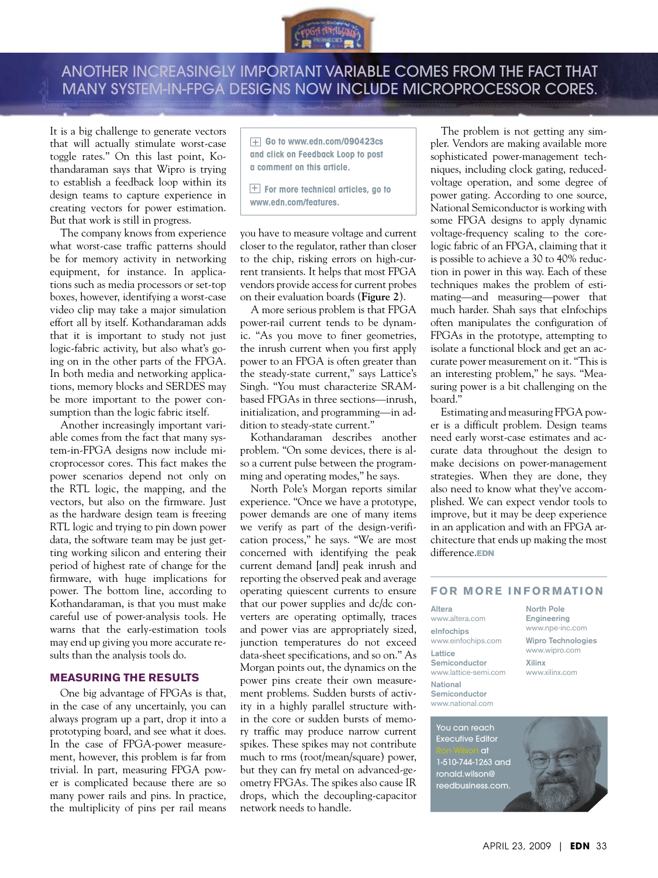ANOTHER INCREASINGLY IMPORTANT VARIABLE COMES FROM THE FACT THAT MANY SYSTEM-IN-FPGA DESIGNS NOW INCLUDE MICROPROCESSOR CORES.

It is a big challenge to generate vectors that will actually stimulate worst-case toggle rates." On this last point, Kothandaraman says that Wipro is trying to establish a feedback loop within its design teams to capture experience in creating vectors for power estimation. But that work is still in progress.

The company knows from experience what worst-case traffic patterns should be for memory activity in networking equipment, for instance. In applications such as media processors or set-top boxes, however, identifying a worst-case video clip may take a major simulation effort all by itself. Kothandaraman adds that it is important to study not just logic-fabric activity, but also what's going on in the other parts of the FPGA. In both media and networking applications, memory blocks and SERDES may be more important to the power consumption than the logic fabric itself.

Another increasingly important variable comes from the fact that many system-in-FPGA designs now include microprocessor cores. This fact makes the power scenarios depend not only on the RTL logic, the mapping, and the vectors, but also on the firmware. Just as the hardware design team is freezing RTL logic and trying to pin down power data, the software team may be just getting working silicon and entering their period of highest rate of change for the firmware, with huge implications for power. The bottom line, according to Kothandaraman, is that you must make careful use of power-analysis tools. He warns that the early-estimation tools may end up giving you more accurate results than the analysis tools do.

## MEASURING THE RESULTS

One big advantage of FPGAs is that, in the case of any uncertainly, you can always program up a part, drop it into a prototyping board, and see what it does. In the case of FPGA-power measurement, however, this problem is far from trivial. In part, measuring FPGA power is complicated because there are so many power rails and pins. In practice, the multiplicity of pins per rail means you have to measure voltage and current closer to the regulator, rather than closer to the chip, risking errors on high-current transients. It helps that most FPGA vendors provide access for current probes on their evaluation boards (**Figure 2**).

A more serious problem is that FPGA power-rail current tends to be dynamic. "As you move to finer geometries, the inrush current when you first apply power to an FPGA is often greater than the steady-state current," says Lattice's Singh. "You must characterize SRAM-based FPGAs in three sections—inrush, initialization, and programming—in addition to steady-state current."

Kothandaraman describes another problem. "On some devices, there is also a current pulse between the programming and operating modes," he says.

North Pole's Morgan reports similar experience. "Once we have a prototype, power demands are one of many items we verify as part of the design-verification process," he says. "We are most concerned with identifying the peak current demand [and] peak inrush and reporting the observed peak and average operating quiescent currents to ensure that our power supplies and dc/dc converters are operating optimally, traces and power vias are appropriately sized, junction temperatures do not exceed data-sheet specifications, and so on." As Morgan points out, the dynamics on the power pins create their own measurement problems. Sudden bursts of activity in a highly parallel structure within the core or sudden bursts of memory traffic may produce narrow current spikes. These spikes may not contribute much to rms (root/mean/square) power, but they can fry metal on advanced-geometry FPGAs. The spikes also cause IR drops, which the decoupling-capacitor network needs to handle.

The problem is not getting any simpler. Vendors are making available more sophisticated power-management techniques, including clock gating, reduced-voltage operation, and some degree of power gating. According to one source, National Semiconductor is working with some FPGA designs to apply dynamic voltage-frequency scaling to the core-logic fabric of an FPGA, claiming that it is possible to achieve a 30 to 40% reduction in power in this way. Each of these techniques makes the problem of estimating—and measuring—power that much harder. Shah says that eInfochips often manipulates the configuration of FPGAs in the prototype, attempting to isolate a functional block and get an accurate power measurement on it. "This is an interesting problem," he says. "Measuring power is a bit challenging on the board."

Estimating and measuring FPGA power is a difficult problem. Design teams need early worst-case estimates and accurate data throughout the design to make decisions on power-management strategies. When they are done, they also need to know what they've accomplished. We can expect vendor tools to improve, but it may be deep experience in an application and with an FPGA architecture that ends up making the most difference.EDN

Go to www.edn.com/090423cs and click on Feedback Loop to post a comment on this article.

For more technical articles, go to www.edn.com/features.

## FOR MORE INFORMATION

Altera
www.altera.com

eInfochips
www.einfochips.com

Lattice Semiconductor
www.lattice-semi.com

National Semiconductor
www.national.com

North Pole Engineering
www.npe-inc.com

Wipro Technologies
www.wipro.com

Xilinx
www.xilinx.com

You can reach Executive Editor Ron Wilson at 1-510-744-1263 and ronald.wilson@reedbusiness.com.